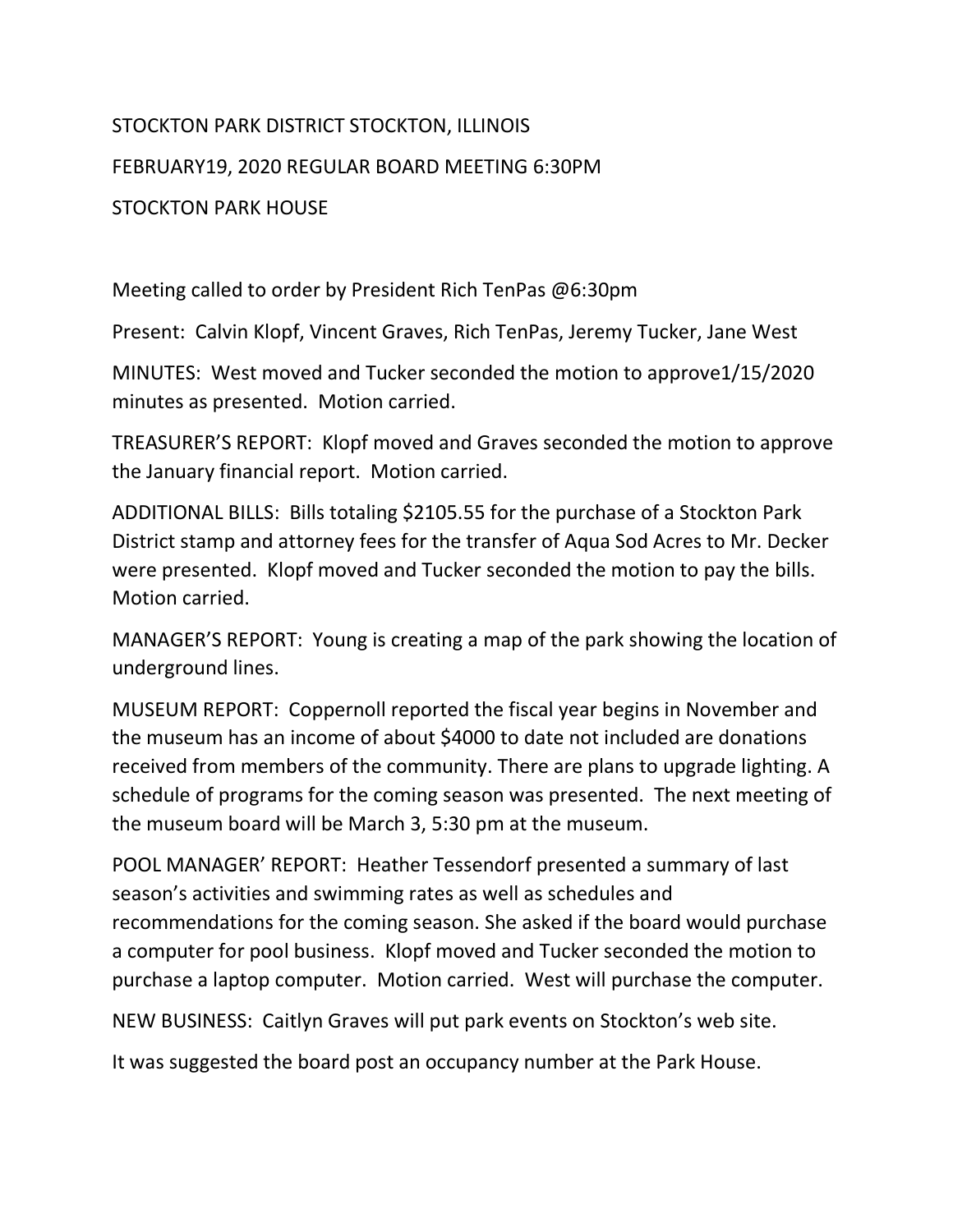STOCKTON PARK DISTRICT STOCKTON, ILLINOIS

FEBRUARY19, 2020 REGULAR BOARD MEETING 6:30PM

STOCKTON PARK HOUSE

Meeting called to order by President Rich TenPas @6:30pm

Present: Calvin Klopf, Vincent Graves, Rich TenPas, Jeremy Tucker, Jane West

MINUTES: West moved and Tucker seconded the motion to approve1/15/2020 minutes as presented. Motion carried.

TREASURER'S REPORT: Klopf moved and Graves seconded the motion to approve the January financial report. Motion carried.

ADDITIONAL BILLS: Bills totaling $2105.55 for the purchase of a Stockton Park District stamp and attorney fees for the transfer of Aqua Sod Acres to Mr. Decker were presented. Klopf moved and Tucker seconded the motion to pay the bills. Motion carried.

MANAGER'S REPORT: Young is creating a map of the park showing the location of underground lines.

MUSEUM REPORT: Coppernoll reported the fiscal year begins in November and the museum has an income of about $4000 to date not included are donations received from members of the community. There are plans to upgrade lighting. A schedule of programs for the coming season was presented. The next meeting of the museum board will be March 3, 5:30 pm at the museum.

POOL MANAGER' REPORT: Heather Tessendorf presented a summary of last season's activities and swimming rates as well as schedules and recommendations for the coming season. She asked if the board would purchase a computer for pool business. Klopf moved and Tucker seconded the motion to purchase a laptop computer. Motion carried. West will purchase the computer.

NEW BUSINESS: Caitlyn Graves will put park events on Stockton's web site.

It was suggested the board post an occupancy number at the Park House.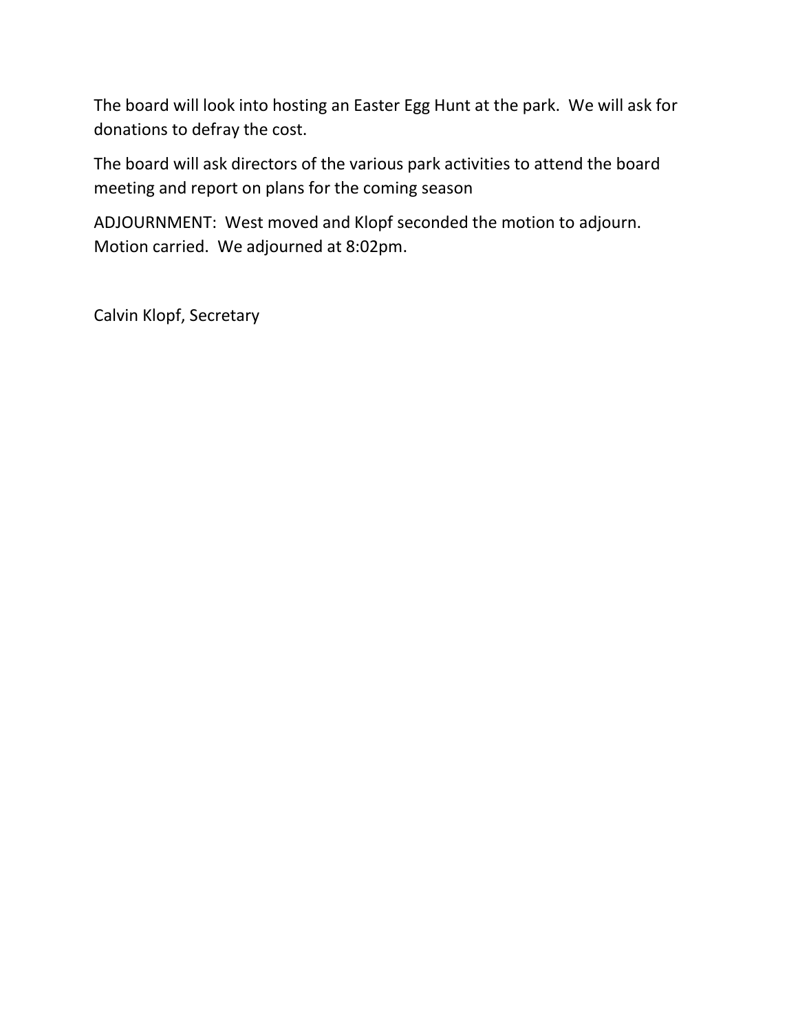The board will look into hosting an Easter Egg Hunt at the park. We will ask for donations to defray the cost.

The board will ask directors of the various park activities to attend the board meeting and report on plans for the coming season

ADJOURNMENT: West moved and Klopf seconded the motion to adjourn. Motion carried. We adjourned at 8:02pm.

Calvin Klopf, Secretary